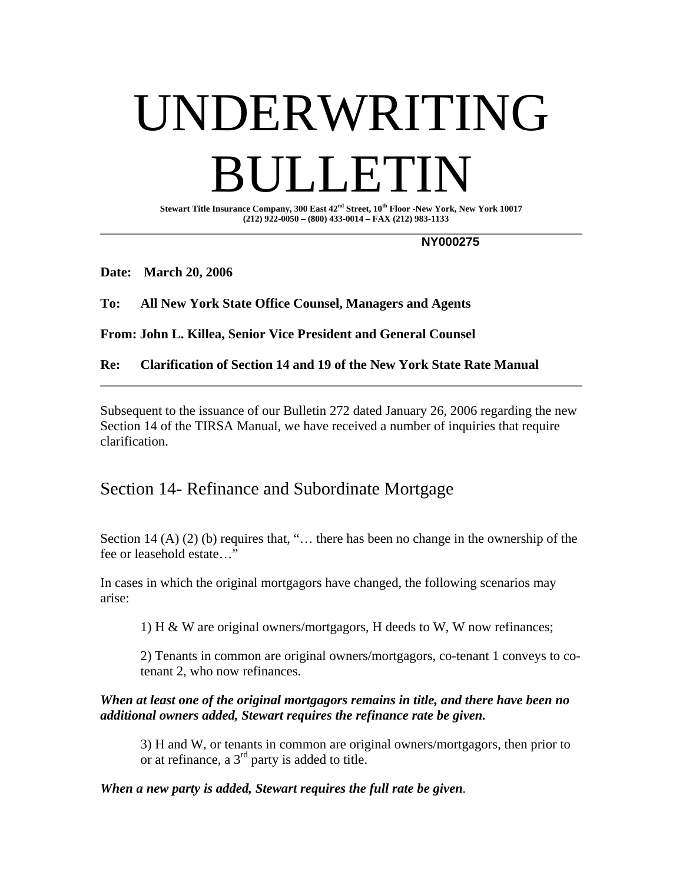# UNDERWRITING BULLETIN

**Stewart Title Insurance Company, 300 East 42nd Street, 10th Floor -New York, New York 10017**
**(212) 922-0050 – (800) 433-0014 – FAX (212) 983-1133**

**NY000275**

**Date: March 20, 2006**

**To: All New York State Office Counsel, Managers and Agents**

**From: John L. Killea, Senior Vice President and General Counsel**

**Re: Clarification of Section 14 and 19 of the New York State Rate Manual**

Subsequent to the issuance of our Bulletin 272 dated January 26, 2006 regarding the new Section 14 of the TIRSA Manual, we have received a number of inquiries that require clarification.

## Section 14- Refinance and Subordinate Mortgage

Section 14 (A) (2) (b) requires that, "… there has been no change in the ownership of the fee or leasehold estate…"

In cases in which the original mortgagors have changed, the following scenarios may arise:

> 1) H & W are original owners/mortgagors, H deeds to W, W now refinances;
>
> 2) Tenants in common are original owners/mortgagors, co-tenant 1 conveys to co-tenant 2, who now refinances.

***When at least one of the original mortgagors remains in title, and there have been no additional owners added, Stewart requires the refinance rate be given.***

> 3) H and W, or tenants in common are original owners/mortgagors, then prior to or at refinance, a 3rd party is added to title.

***When a new party is added, Stewart requires the full rate be given.***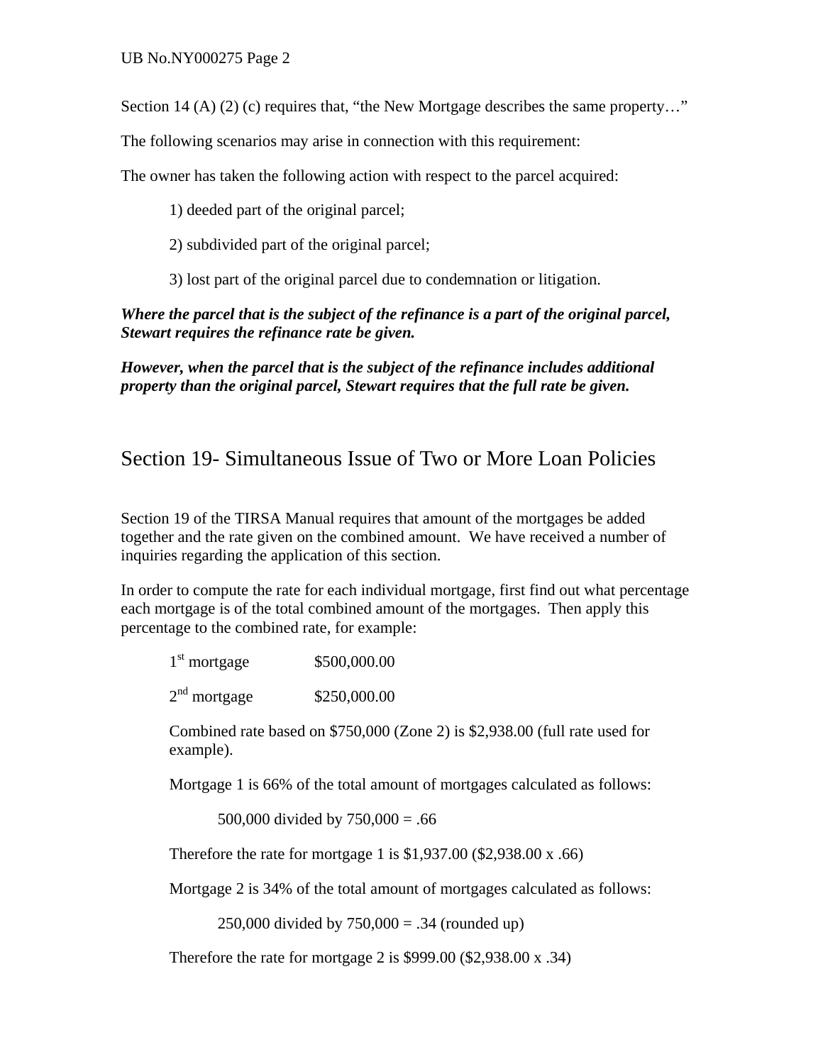Section 14 (A) (2) (c) requires that, “the New Mortgage describes the same property…”

The following scenarios may arise in connection with this requirement:

The owner has taken the following action with respect to the parcel acquired:

1) deeded part of the original parcel;

2) subdivided part of the original parcel;

3) lost part of the original parcel due to condemnation or litigation.

***Where the parcel that is the subject of the refinance is a part of the original parcel, Stewart requires the refinance rate be given.***

***However, when the parcel that is the subject of the refinance includes additional property than the original parcel, Stewart requires that the full rate be given.***

## Section 19- Simultaneous Issue of Two or More Loan Policies

Section 19 of the TIRSA Manual requires that amount of the mortgages be added together and the rate given on the combined amount. We have received a number of inquiries regarding the application of this section.

In order to compute the rate for each individual mortgage, first find out what percentage each mortgage is of the total combined amount of the mortgages. Then apply this percentage to the combined rate, for example:

1st mortgage $500,000.00

2nd mortgage $250,000.00

Combined rate based on $750,000 (Zone 2) is $2,938.00 (full rate used for example).

Mortgage 1 is 66% of the total amount of mortgages calculated as follows:

500,000 divided by 750,000 = .66

Therefore the rate for mortgage 1 is $1,937.00 ($2,938.00 x .66)

Mortgage 2 is 34% of the total amount of mortgages calculated as follows:

250,000 divided by 750,000 = .34 (rounded up)

Therefore the rate for mortgage 2 is $999.00 ($2,938.00 x .34)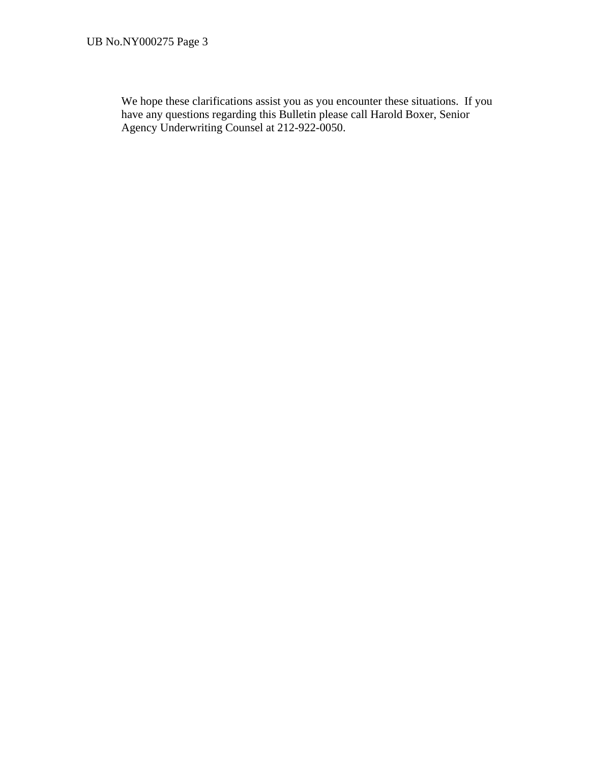We hope these clarifications assist you as you encounter these situations. If you have any questions regarding this Bulletin please call Harold Boxer, Senior Agency Underwriting Counsel at 212-922-0050.